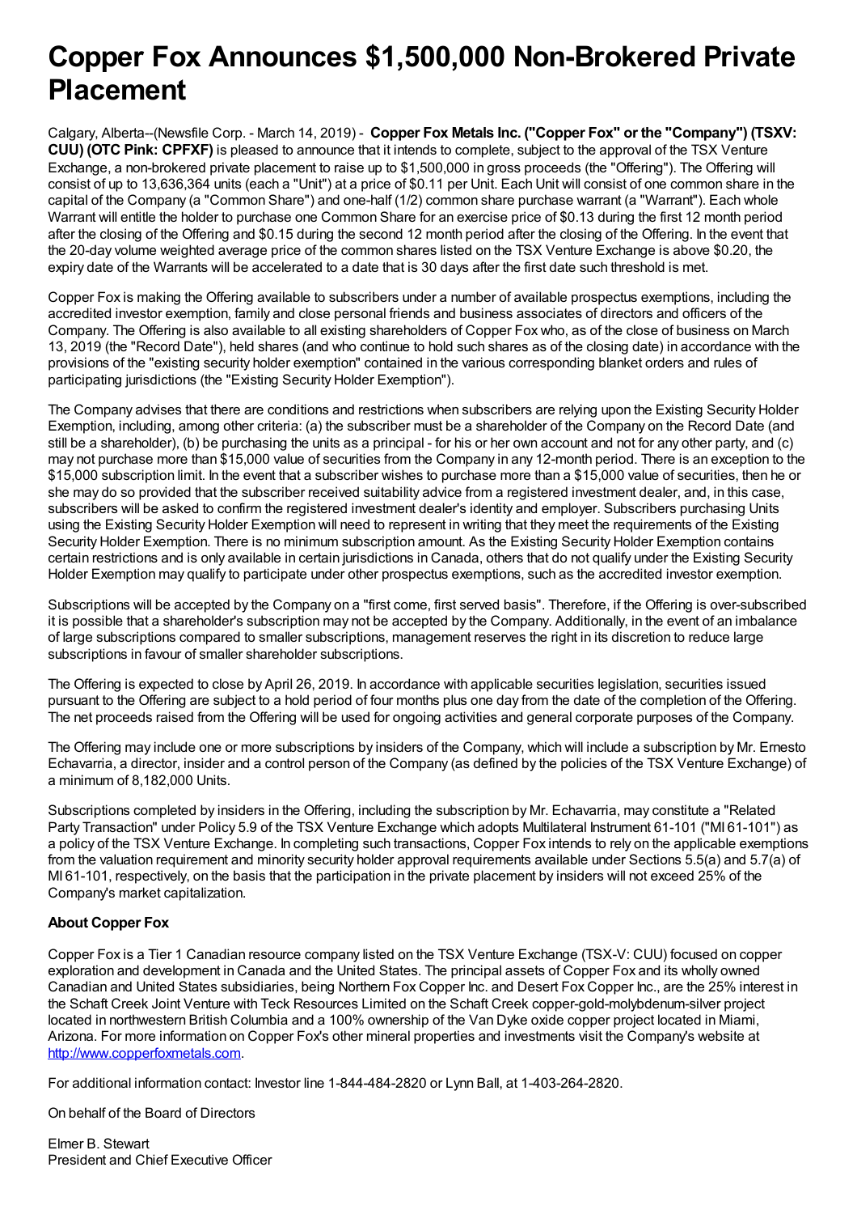# Copper Fox Announces $1,500,000 Non-Brokered Private Placement

Calgary, Alberta--(Newsfile Corp. - March 14, 2019) - **Copper Fox Metals Inc. ("Copper Fox" or the "Company") (TSXV: CUU) (OTC Pink: CPFXF)** is pleased to announce that it intends to complete, subject to the approval of the TSX Venture Exchange, a non-brokered private placement to raise up to $1,500,000 in gross proceeds (the "Offering"). The Offering will consist of up to 13,636,364 units (each a "Unit") at a price of $0.11 per Unit. Each Unit will consist of one common share in the capital of the Company (a "Common Share") and one-half (1/2) common share purchase warrant (a "Warrant"). Each whole Warrant will entitle the holder to purchase one Common Share for an exercise price of $0.13 during the first 12 month period after the closing of the Offering and $0.15 during the second 12 month period after the closing of the Offering. In the event that the 20-day volume weighted average price of the common shares listed on the TSX Venture Exchange is above $0.20, the expiry date of the Warrants will be accelerated to a date that is 30 days after the first date such threshold is met.

Copper Fox is making the Offering available to subscribers under a number of available prospectus exemptions, including the accredited investor exemption, family and close personal friends and business associates of directors and officers of the Company. The Offering is also available to all existing shareholders of Copper Fox who, as of the close of business on March 13, 2019 (the "Record Date"), held shares (and who continue to hold such shares as of the closing date) in accordance with the provisions of the "existing security holder exemption" contained in the various corresponding blanket orders and rules of participating jurisdictions (the "Existing Security Holder Exemption").

The Company advises that there are conditions and restrictions when subscribers are relying upon the Existing Security Holder Exemption, including, among other criteria: (a) the subscriber must be a shareholder of the Company on the Record Date (and still be a shareholder), (b) be purchasing the units as a principal - for his or her own account and not for any other party, and (c) may not purchase more than $15,000 value of securities from the Company in any 12-month period. There is an exception to the $15,000 subscription limit. In the event that a subscriber wishes to purchase more than a $15,000 value of securities, then he or she may do so provided that the subscriber received suitability advice from a registered investment dealer, and, in this case, subscribers will be asked to confirm the registered investment dealer's identity and employer. Subscribers purchasing Units using the Existing Security Holder Exemption will need to represent in writing that they meet the requirements of the Existing Security Holder Exemption. There is no minimum subscription amount. As the Existing Security Holder Exemption contains certain restrictions and is only available in certain jurisdictions in Canada, others that do not qualify under the Existing Security Holder Exemption may qualify to participate under other prospectus exemptions, such as the accredited investor exemption.

Subscriptions will be accepted by the Company on a "first come, first served basis". Therefore, if the Offering is over-subscribed it is possible that a shareholder's subscription may not be accepted by the Company. Additionally, in the event of an imbalance of large subscriptions compared to smaller subscriptions, management reserves the right in its discretion to reduce large subscriptions in favour of smaller shareholder subscriptions.

The Offering is expected to close by April 26, 2019. In accordance with applicable securities legislation, securities issued pursuant to the Offering are subject to a hold period of four months plus one day from the date of the completion of the Offering. The net proceeds raised from the Offering will be used for ongoing activities and general corporate purposes of the Company.

The Offering may include one or more subscriptions by insiders of the Company, which will include a subscription by Mr. Ernesto Echavarria, a director, insider and a control person of the Company (as defined by the policies of the TSX Venture Exchange) of a minimum of 8,182,000 Units.

Subscriptions completed by insiders in the Offering, including the subscription by Mr. Echavarria, may constitute a "Related Party Transaction" under Policy 5.9 of the TSX Venture Exchange which adopts Multilateral Instrument 61-101 ("MI 61-101") as a policy of the TSX Venture Exchange. In completing such transactions, Copper Fox intends to rely on the applicable exemptions from the valuation requirement and minority security holder approval requirements available under Sections 5.5(a) and 5.7(a) of MI 61-101, respectively, on the basis that the participation in the private placement by insiders will not exceed 25% of the Company's market capitalization.

**About Copper Fox**

Copper Fox is a Tier 1 Canadian resource company listed on the TSX Venture Exchange (TSX-V: CUU) focused on copper exploration and development in Canada and the United States. The principal assets of Copper Fox and its wholly owned Canadian and United States subsidiaries, being Northern Fox Copper Inc. and Desert Fox Copper Inc., are the 25% interest in the Schaft Creek Joint Venture with Teck Resources Limited on the Schaft Creek copper-gold-molybdenum-silver project located in northwestern British Columbia and a 100% ownership of the Van Dyke oxide copper project located in Miami, Arizona. For more information on Copper Fox's other mineral properties and investments visit the Company's website at http://www.copperfoxmetals.com.

For additional information contact: Investor line 1-844-484-2820 or Lynn Ball, at 1-403-264-2820.

On behalf of the Board of Directors

Elmer B. Stewart
President and Chief Executive Officer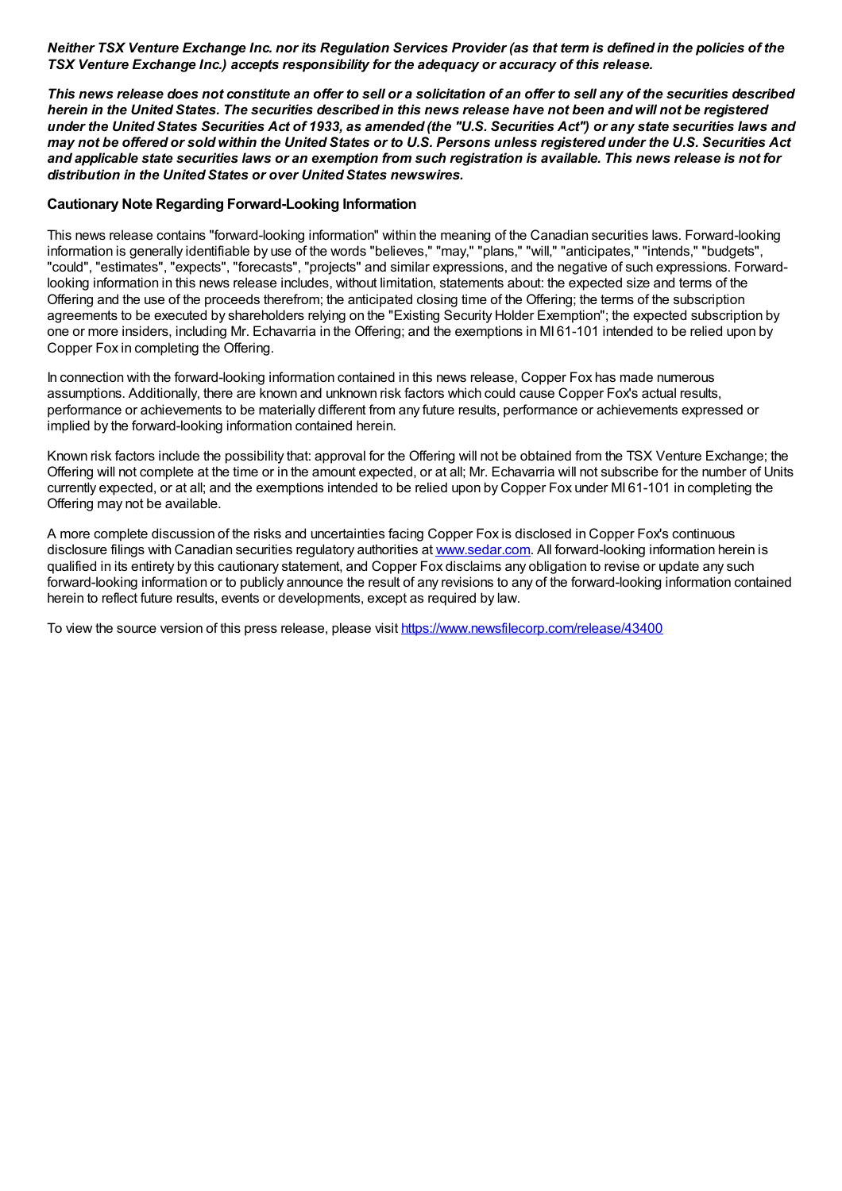***Neither TSX Venture Exchange Inc. nor its Regulation Services Provider (as that term is defined in the policies of the TSX Venture Exchange Inc.) accepts responsibility for the adequacy or accuracy of this release.***

***This news release does not constitute an offer to sell or a solicitation of an offer to sell any of the securities described herein in the United States. The securities described in this news release have not been and will not be registered under the United States Securities Act of 1933, as amended (the "U.S. Securities Act") or any state securities laws and may not be offered or sold within the United States or to U.S. Persons unless registered under the U.S. Securities Act and applicable state securities laws or an exemption from such registration is available. This news release is not for distribution in the United States or over United States newswires.***

**Cautionary Note Regarding Forward-Looking Information**

This news release contains "forward-looking information" within the meaning of the Canadian securities laws. Forward-looking information is generally identifiable by use of the words "believes," "may," "plans," "will," "anticipates," "intends," "budgets", "could", "estimates", "expects", "forecasts", "projects" and similar expressions, and the negative of such expressions. Forward-looking information in this news release includes, without limitation, statements about: the expected size and terms of the Offering and the use of the proceeds therefrom; the anticipated closing time of the Offering; the terms of the subscription agreements to be executed by shareholders relying on the "Existing Security Holder Exemption"; the expected subscription by one or more insiders, including Mr. Echavarria in the Offering; and the exemptions in MI 61-101 intended to be relied upon by Copper Fox in completing the Offering.

In connection with the forward-looking information contained in this news release, Copper Fox has made numerous assumptions. Additionally, there are known and unknown risk factors which could cause Copper Fox's actual results, performance or achievements to be materially different from any future results, performance or achievements expressed or implied by the forward-looking information contained herein.

Known risk factors include the possibility that: approval for the Offering will not be obtained from the TSX Venture Exchange; the Offering will not complete at the time or in the amount expected, or at all; Mr. Echavarria will not subscribe for the number of Units currently expected, or at all; and the exemptions intended to be relied upon by Copper Fox under MI 61-101 in completing the Offering may not be available.

A more complete discussion of the risks and uncertainties facing Copper Fox is disclosed in Copper Fox's continuous disclosure filings with Canadian securities regulatory authorities at [www.sedar.com](www.sedar.com). All forward-looking information herein is qualified in its entirety by this cautionary statement, and Copper Fox disclaims any obligation to revise or update any such forward-looking information or to publicly announce the result of any revisions to any of the forward-looking information contained herein to reflect future results, events or developments, except as required by law.

To view the source version of this press release, please visit [https://www.newsfilecorp.com/release/43400](https://www.newsfilecorp.com/release/43400)